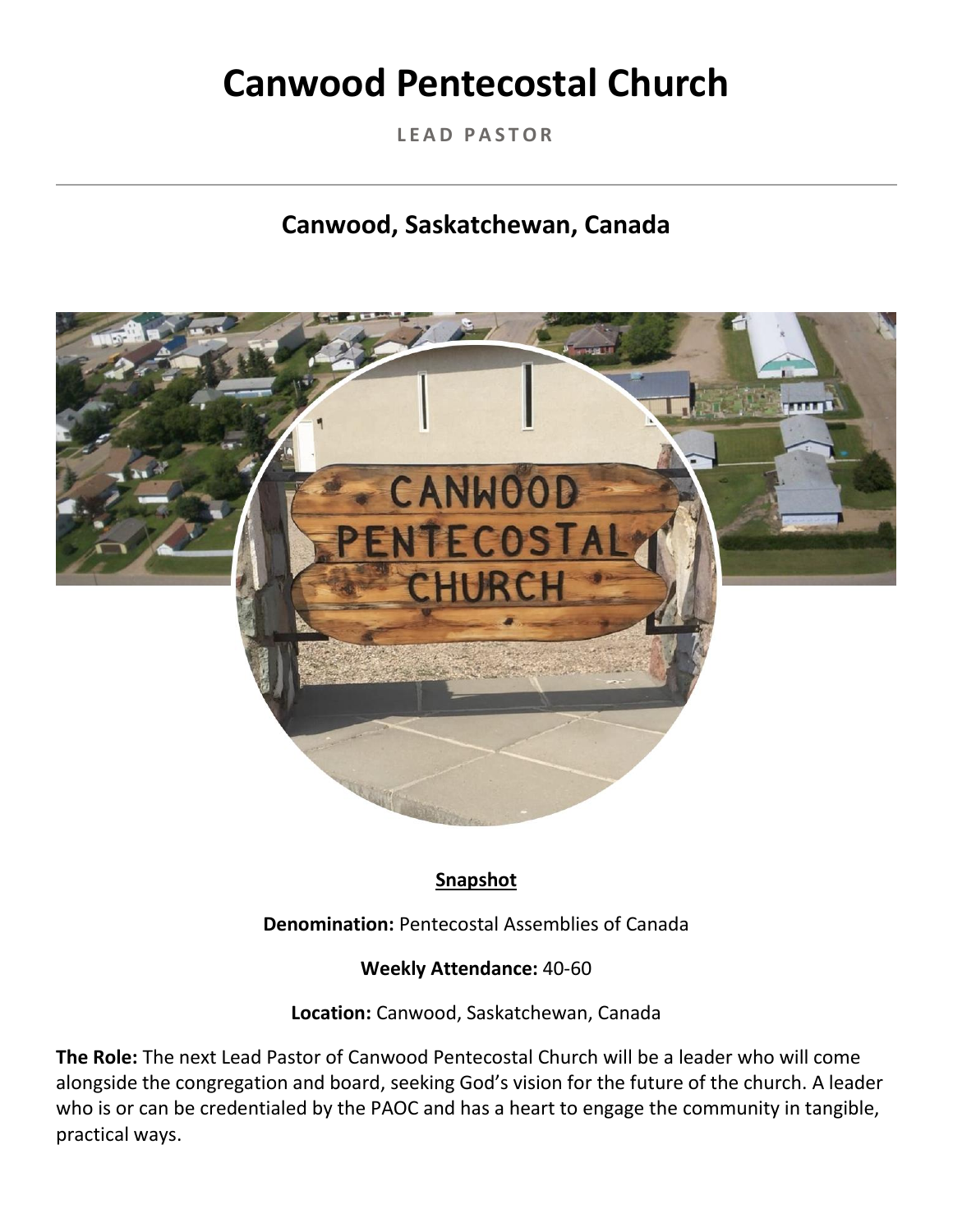# Canwood Pentecostal Church

**LEAD PASTOR**

---

## Canwood, Saskatchewan, Canada

**Snapshot**

**Denomination:** Pentecostal Assemblies of Canada

**Weekly Attendance:** 40-60

**Location:** Canwood, Saskatchewan, Canada

**The Role:** The next Lead Pastor of Canwood Pentecostal Church will be a leader who will come alongside the congregation and board, seeking God's vision for the future of the church. A leader who is or can be credentialed by the PAOC and has a heart to engage the community in tangible, practical ways.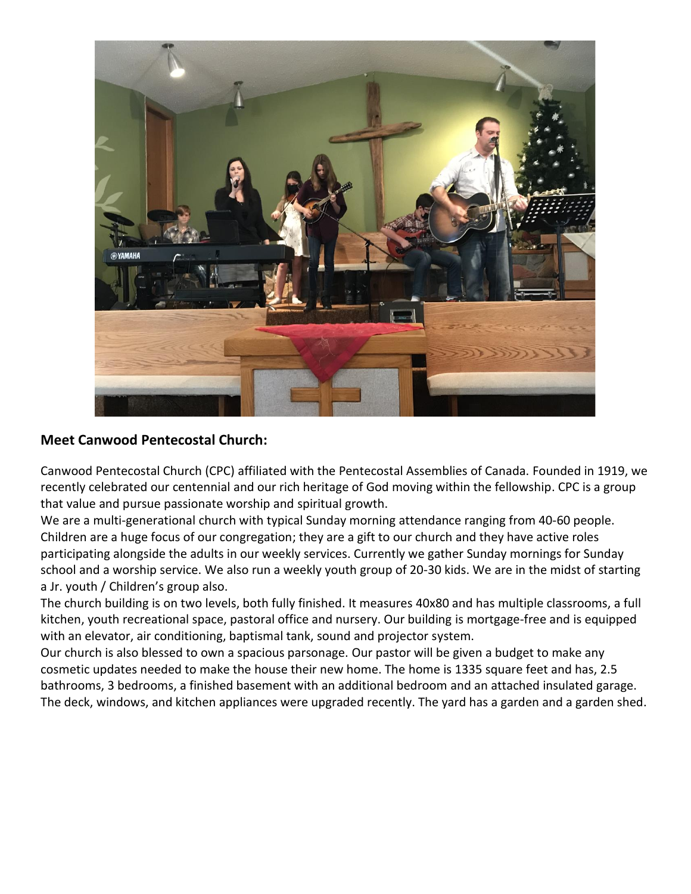**Meet Canwood Pentecostal Church:**

Canwood Pentecostal Church (CPC) affiliated with the Pentecostal Assemblies of Canada. Founded in 1919, we recently celebrated our centennial and our rich heritage of God moving within the fellowship. CPC is a group that value and pursue passionate worship and spiritual growth.

We are a multi-generational church with typical Sunday morning attendance ranging from 40-60 people. Children are a huge focus of our congregation; they are a gift to our church and they have active roles participating alongside the adults in our weekly services. Currently we gather Sunday mornings for Sunday school and a worship service. We also run a weekly youth group of 20-30 kids. We are in the midst of starting a Jr. youth / Children's group also.

The church building is on two levels, both fully finished. It measures 40x80 and has multiple classrooms, a full kitchen, youth recreational space, pastoral office and nursery. Our building is mortgage-free and is equipped with an elevator, air conditioning, baptismal tank, sound and projector system.

Our church is also blessed to own a spacious parsonage. Our pastor will be given a budget to make any cosmetic updates needed to make the house their new home. The home is 1335 square feet and has, 2.5 bathrooms, 3 bedrooms, a finished basement with an additional bedroom and an attached insulated garage. The deck, windows, and kitchen appliances were upgraded recently. The yard has a garden and a garden shed.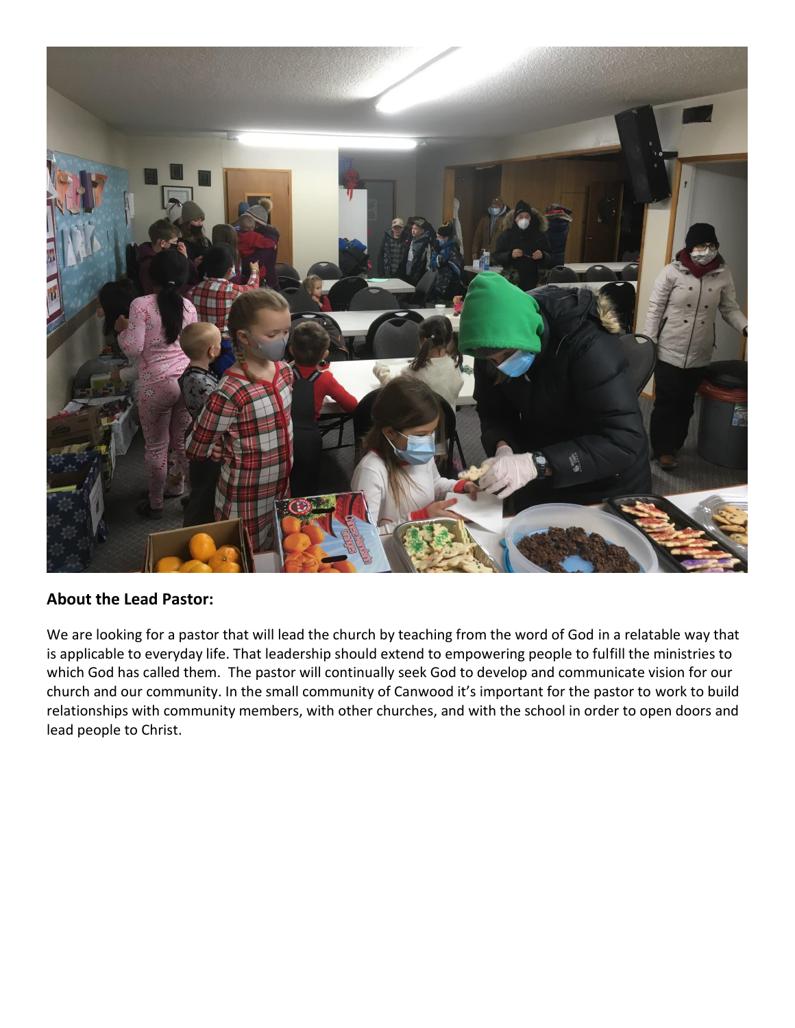**About the Lead Pastor:**

We are looking for a pastor that will lead the church by teaching from the word of God in a relatable way that is applicable to everyday life. That leadership should extend to empowering people to fulfill the ministries to which God has called them. The pastor will continually seek God to develop and communicate vision for our church and our community. In the small community of Canwood it's important for the pastor to work to build relationships with community members, with other churches, and with the school in order to open doors and lead people to Christ.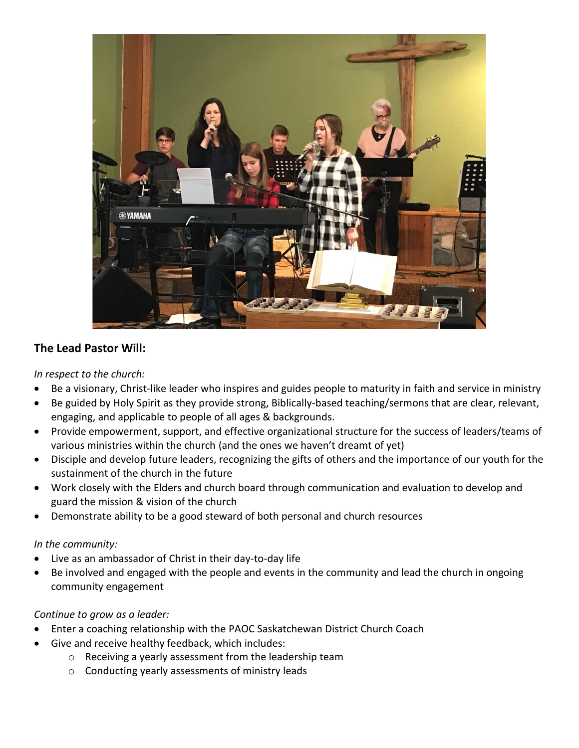## The Lead Pastor Will:

*In respect to the church:*

- Be a visionary, Christ-like leader who inspires and guides people to maturity in faith and service in ministry
- Be guided by Holy Spirit as they provide strong, Biblically-based teaching/sermons that are clear, relevant, engaging, and applicable to people of all ages & backgrounds.
- Provide empowerment, support, and effective organizational structure for the success of leaders/teams of various ministries within the church (and the ones we haven't dreamt of yet)
- Disciple and develop future leaders, recognizing the gifts of others and the importance of our youth for the sustainment of the church in the future
- Work closely with the Elders and church board through communication and evaluation to develop and guard the mission & vision of the church
- Demonstrate ability to be a good steward of both personal and church resources

*In the community:*

- Live as an ambassador of Christ in their day-to-day life
- Be involved and engaged with the people and events in the community and lead the church in ongoing community engagement

*Continue to grow as a leader:*

- Enter a coaching relationship with the PAOC Saskatchewan District Church Coach
- Give and receive healthy feedback, which includes:
  - Receiving a yearly assessment from the leadership team
  - Conducting yearly assessments of ministry leads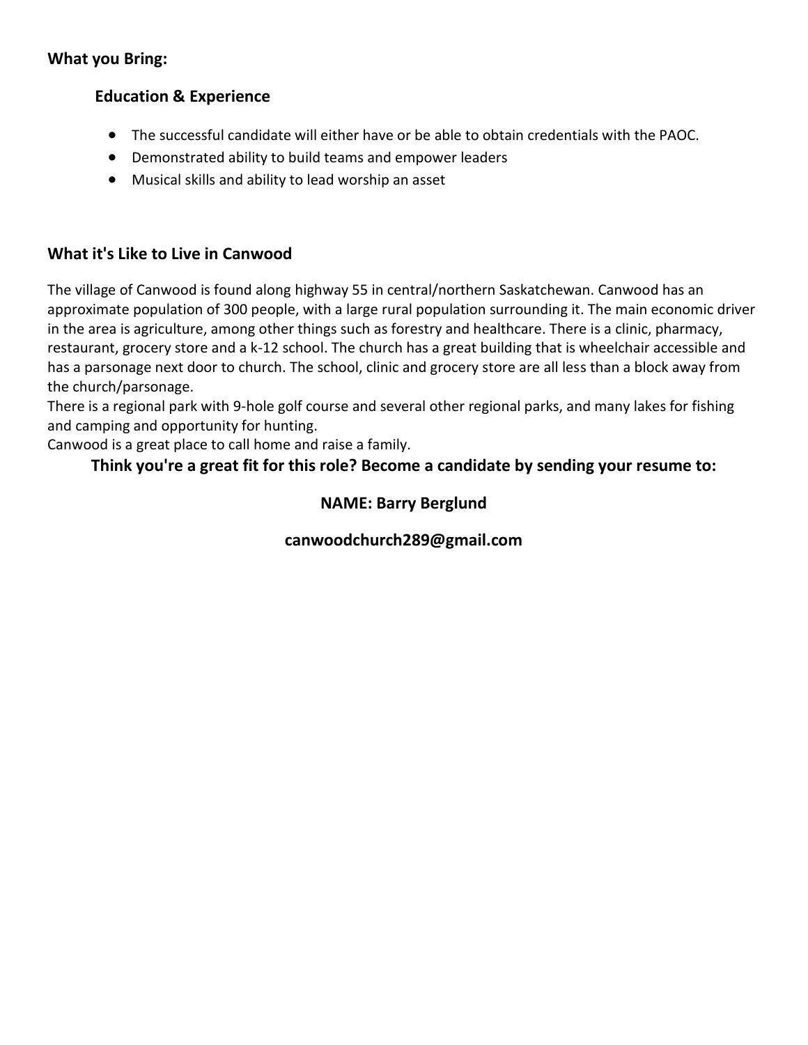**What you Bring:**

**Education & Experience**

- The successful candidate will either have or be able to obtain credentials with the PAOC.
- Demonstrated ability to build teams and empower leaders
- Musical skills and ability to lead worship an asset

**What it's Like to Live in Canwood**

The village of Canwood is found along highway 55 in central/northern Saskatchewan. Canwood has an approximate population of 300 people, with a large rural population surrounding it. The main economic driver in the area is agriculture, among other things such as forestry and healthcare. There is a clinic, pharmacy, restaurant, grocery store and a k-12 school. The church has a great building that is wheelchair accessible and has a parsonage next door to church. The school, clinic and grocery store are all less than a block away from the church/parsonage.
There is a regional park with 9-hole golf course and several other regional parks, and many lakes for fishing and camping and opportunity for hunting.
Canwood is a great place to call home and raise a family.

**Think you're a great fit for this role? Become a candidate by sending your resume to:**

**NAME: Barry Berglund**

**canwoodchurch289@gmail.com**